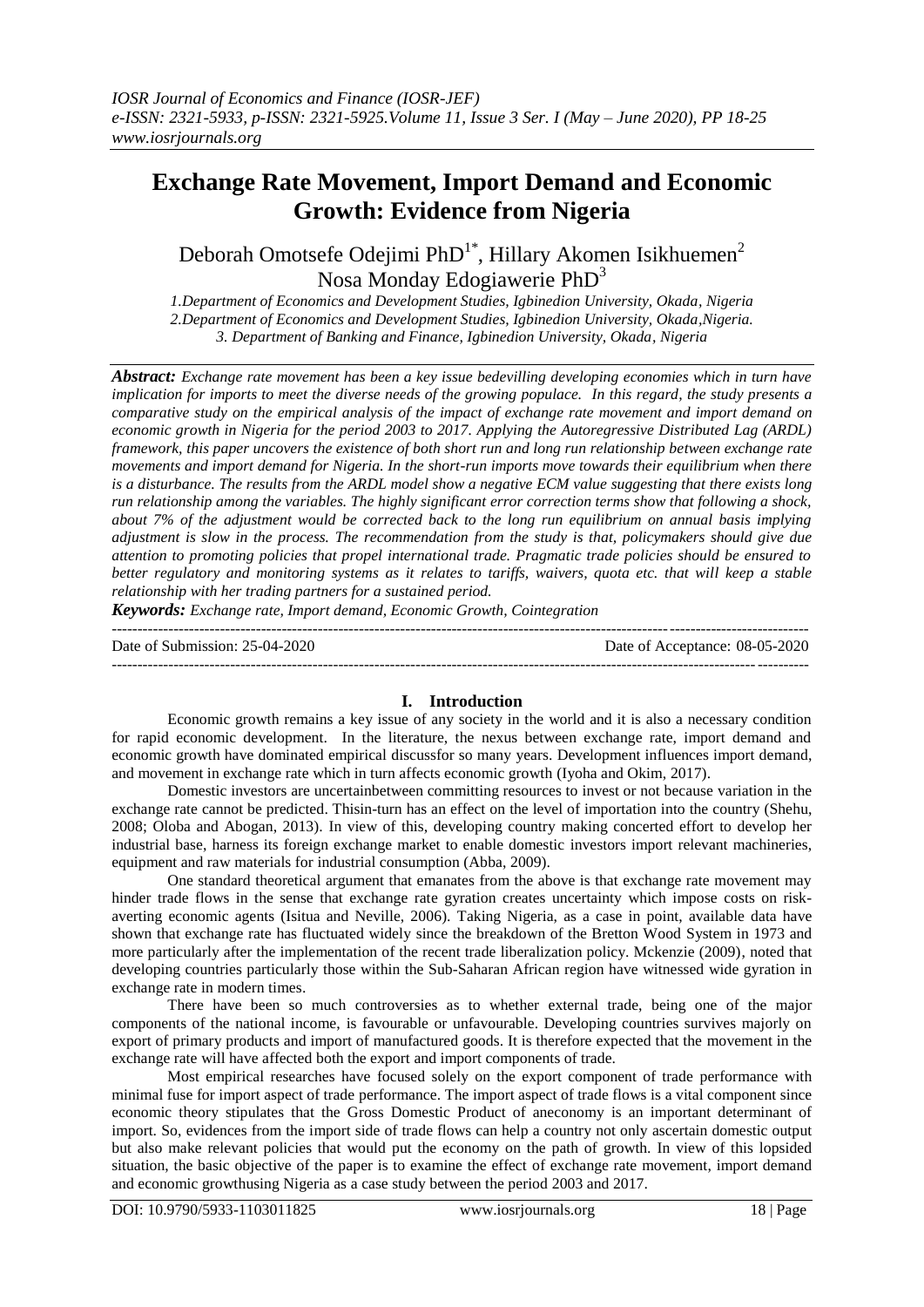# Exchange Rate Movement, Import Demand and Economic Growth: Evidence from Nigeria

Deborah Omotsefe Odejimi PhD[1*], Hillary Akomen Isikhuemen[2]
Nosa Monday Edogiawerie PhD[3]

*1.Department of Economics and Development Studies, Igbinedion University, Okada, Nigeria*
*2.Department of Economics and Development Studies, Igbinedion University, Okada,Nigeria.*
*3. Department of Banking and Finance, Igbinedion University, Okada, Nigeria*

***Abstract:*** *Exchange rate movement has been a key issue bedevilling developing economies which in turn have implication for imports to meet the diverse needs of the growing populace. In this regard, the study presents a comparative study on the empirical analysis of the impact of exchange rate movement and import demand on economic growth in Nigeria for the period 2003 to 2017. Applying the Autoregressive Distributed Lag (ARDL) framework, this paper uncovers the existence of both short run and long run relationship between exchange rate movements and import demand for Nigeria. In the short-run imports move towards their equilibrium when there is a disturbance. The results from the ARDL model show a negative ECM value suggesting that there exists long run relationship among the variables. The highly significant error correction terms show that following a shock, about 7% of the adjustment would be corrected back to the long run equilibrium on annual basis implying adjustment is slow in the process. The recommendation from the study is that, policymakers should give due attention to promoting policies that propel international trade. Pragmatic trade policies should be ensured to better regulatory and monitoring systems as it relates to tariffs, waivers, quota etc. that will keep a stable relationship with her trading partners for a sustained period.*

***Keywords:*** *Exchange rate, Import demand, Economic Growth, Cointegration*

---

Date of Submission: 25-04-2020 | Date of Acceptance: 08-05-2020

---

## I. Introduction

Economic growth remains a key issue of any society in the world and it is also a necessary condition for rapid economic development. In the literature, the nexus between exchange rate, import demand and economic growth have dominated empirical discussfor so many years. Development influences import demand, and movement in exchange rate which in turn affects economic growth (Iyoha and Okim, 2017).

Domestic investors are uncertainbetween committing resources to invest or not because variation in the exchange rate cannot be predicted. Thisin-turn has an effect on the level of importation into the country (Shehu, 2008; Oloba and Abogan, 2013). In view of this, developing country making concerted effort to develop her industrial base, harness its foreign exchange market to enable domestic investors import relevant machineries, equipment and raw materials for industrial consumption (Abba, 2009).

One standard theoretical argument that emanates from the above is that exchange rate movement may hinder trade flows in the sense that exchange rate gyration creates uncertainty which impose costs on risk-averting economic agents (Isitua and Neville, 2006). Taking Nigeria, as a case in point, available data have shown that exchange rate has fluctuated widely since the breakdown of the Bretton Wood System in 1973 and more particularly after the implementation of the recent trade liberalization policy. Mckenzie (2009), noted that developing countries particularly those within the Sub-Saharan African region have witnessed wide gyration in exchange rate in modern times.

There have been so much controversies as to whether external trade, being one of the major components of the national income, is favourable or unfavourable. Developing countries survives majorly on export of primary products and import of manufactured goods. It is therefore expected that the movement in the exchange rate will have affected both the export and import components of trade.

Most empirical researches have focused solely on the export component of trade performance with minimal fuse for import aspect of trade performance. The import aspect of trade flows is a vital component since economic theory stipulates that the Gross Domestic Product of aneconomy is an important determinant of import. So, evidences from the import side of trade flows can help a country not only ascertain domestic output but also make relevant policies that would put the economy on the path of growth. In view of this lopsided situation, the basic objective of the paper is to examine the effect of exchange rate movement, import demand and economic growthusing Nigeria as a case study between the period 2003 and 2017.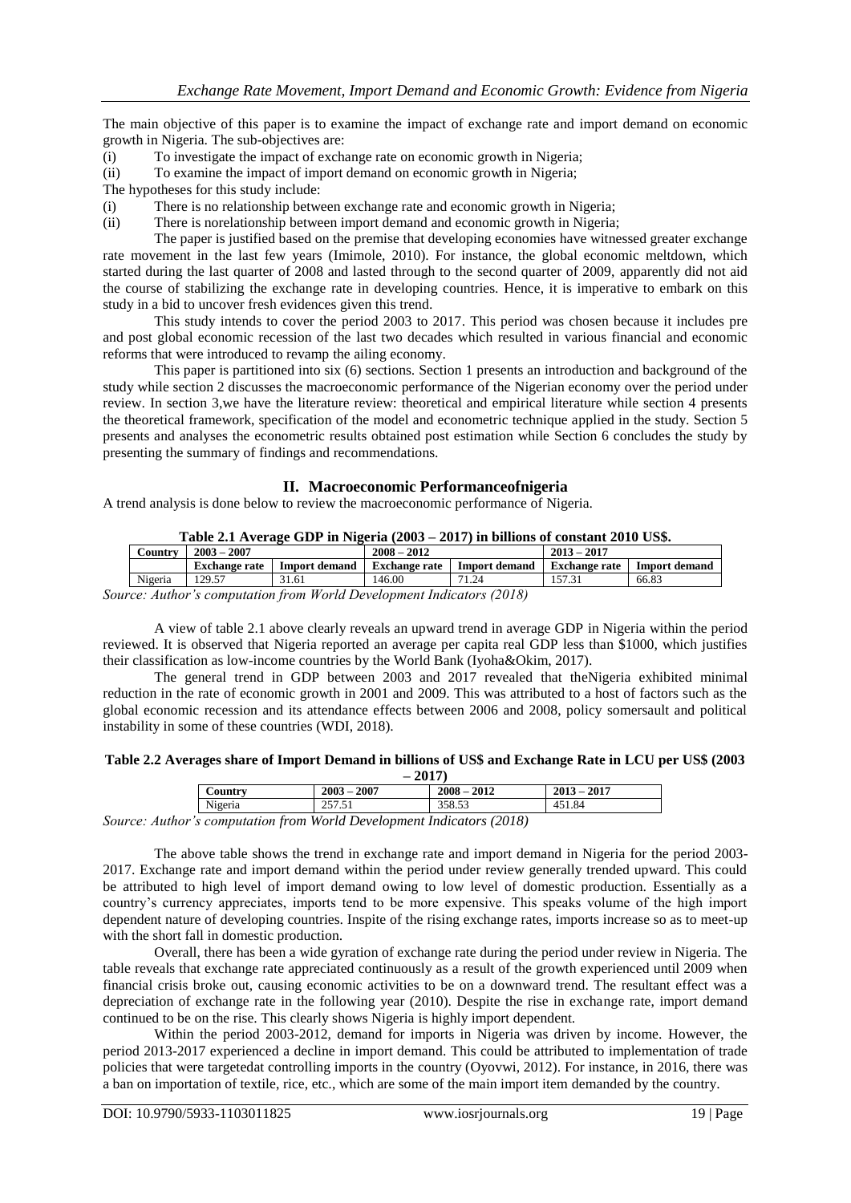The main objective of this paper is to examine the impact of exchange rate and import demand on economic growth in Nigeria. The sub-objectives are:

(i) To investigate the impact of exchange rate on economic growth in Nigeria;

(ii) To examine the impact of import demand on economic growth in Nigeria;

The hypotheses for this study include:

(i) There is no relationship between exchange rate and economic growth in Nigeria;

(ii) There is norelationship between import demand and economic growth in Nigeria;

The paper is justified based on the premise that developing economies have witnessed greater exchange rate movement in the last few years (Imimole, 2010). For instance, the global economic meltdown, which started during the last quarter of 2008 and lasted through to the second quarter of 2009, apparently did not aid the course of stabilizing the exchange rate in developing countries. Hence, it is imperative to embark on this study in a bid to uncover fresh evidences given this trend.

This study intends to cover the period 2003 to 2017. This period was chosen because it includes pre and post global economic recession of the last two decades which resulted in various financial and economic reforms that were introduced to revamp the ailing economy.

This paper is partitioned into six (6) sections. Section 1 presents an introduction and background of the study while section 2 discusses the macroeconomic performance of the Nigerian economy over the period under review. In section 3,we have the literature review: theoretical and empirical literature while section 4 presents the theoretical framework, specification of the model and econometric technique applied in the study. Section 5 presents and analyses the econometric results obtained post estimation while Section 6 concludes the study by presenting the summary of findings and recommendations.

## II. Macroeconomic Performanceofnigeria

A trend analysis is done below to review the macroeconomic performance of Nigeria.

**Table 2.1 Average GDP in Nigeria (2003 – 2017) in billions of constant 2010 US$.**

| Country | 2003 – 2007 | | 2008 – 2012 | | 2013 – 2017 | |
|---|---|---|---|---|---|---|
| | **Exchange rate** | **Import demand** | **Exchange rate** | **Import demand** | **Exchange rate** | **Import demand** |
| Nigeria | 129.57 | 31.61 | 146.00 | 71.24 | 157.31 | 66.83 |

*Source: Author's computation from World Development Indicators (2018)*

A view of table 2.1 above clearly reveals an upward trend in average GDP in Nigeria within the period reviewed. It is observed that Nigeria reported an average per capita real GDP less than $1000, which justifies their classification as low-income countries by the World Bank (Iyoha&Okim, 2017).

The general trend in GDP between 2003 and 2017 revealed that theNigeria exhibited minimal reduction in the rate of economic growth in 2001 and 2009. This was attributed to a host of factors such as the global economic recession and its attendance effects between 2006 and 2008, policy somersault and political instability in some of these countries (WDI, 2018).

**Table 2.2 Averages share of Import Demand in billions of US$ and Exchange Rate in LCU per US$ (2003 – 2017)**

| Country | 2003 – 2007 | 2008 – 2012 | 2013 – 2017 |
|---|---|---|---|
| Nigeria | 257.51 | 358.53 | 451.84 |

*Source: Author's computation from World Development Indicators (2018)*

The above table shows the trend in exchange rate and import demand in Nigeria for the period 2003-2017. Exchange rate and import demand within the period under review generally trended upward. This could be attributed to high level of import demand owing to low level of domestic production. Essentially as a country's currency appreciates, imports tend to be more expensive. This speaks volume of the high import dependent nature of developing countries. Inspite of the rising exchange rates, imports increase so as to meet-up with the short fall in domestic production.

Overall, there has been a wide gyration of exchange rate during the period under review in Nigeria. The table reveals that exchange rate appreciated continuously as a result of the growth experienced until 2009 when financial crisis broke out, causing economic activities to be on a downward trend. The resultant effect was a depreciation of exchange rate in the following year (2010). Despite the rise in exchange rate, import demand continued to be on the rise. This clearly shows Nigeria is highly import dependent.

Within the period 2003-2012, demand for imports in Nigeria was driven by income. However, the period 2013-2017 experienced a decline in import demand. This could be attributed to implementation of trade policies that were targetedat controlling imports in the country (Oyovwi, 2012). For instance, in 2016, there was a ban on importation of textile, rice, etc., which are some of the main import item demanded by the country.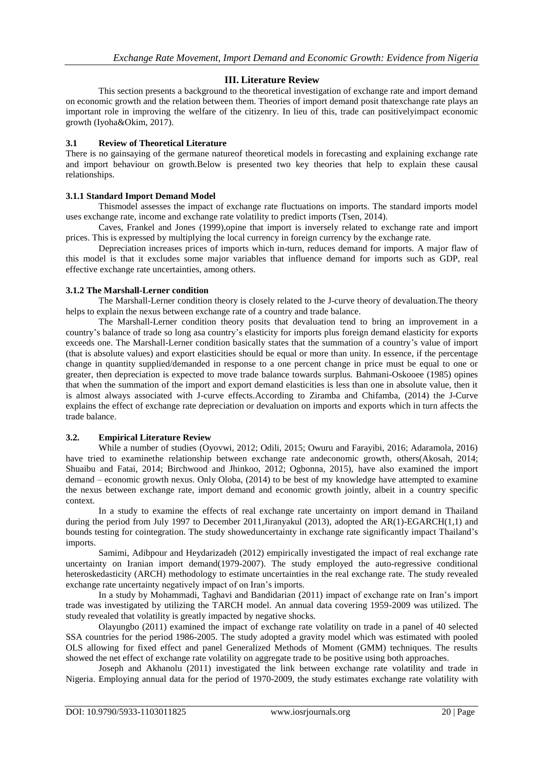## III. Literature Review

This section presents a background to the theoretical investigation of exchange rate and import demand on economic growth and the relation between them. Theories of import demand posit thatexchange rate plays an important role in improving the welfare of the citizenry. In lieu of this, trade can positivelyimpact economic growth (Iyoha&Okim, 2017).

### 3.1 Review of Theoretical Literature

There is no gainsaying of the germane natureof theoretical models in forecasting and explaining exchange rate and import behaviour on growth.Below is presented two key theories that help to explain these causal relationships.

#### 3.1.1 Standard Import Demand Model

Thismodel assesses the impact of exchange rate fluctuations on imports. The standard imports model uses exchange rate, income and exchange rate volatility to predict imports (Tsen, 2014).

Caves, Frankel and Jones (1999),opine that import is inversely related to exchange rate and import prices. This is expressed by multiplying the local currency in foreign currency by the exchange rate.

Depreciation increases prices of imports which in-turn, reduces demand for imports. A major flaw of this model is that it excludes some major variables that influence demand for imports such as GDP, real effective exchange rate uncertainties, among others.

#### 3.1.2 The Marshall-Lerner condition

The Marshall-Lerner condition theory is closely related to the J-curve theory of devaluation.The theory helps to explain the nexus between exchange rate of a country and trade balance.

The Marshall-Lerner condition theory posits that devaluation tend to bring an improvement in a country's balance of trade so long asa country's elasticity for imports plus foreign demand elasticity for exports exceeds one. The Marshall-Lerner condition basically states that the summation of a country's value of import (that is absolute values) and export elasticities should be equal or more than unity. In essence, if the percentage change in quantity supplied/demanded in response to a one percent change in price must be equal to one or greater, then depreciation is expected to move trade balance towards surplus. Bahmani-Oskooee (1985) opines that when the summation of the import and export demand elasticities is less than one in absolute value, then it is almost always associated with J-curve effects.According to Ziramba and Chifamba, (2014) the J-Curve explains the effect of exchange rate depreciation or devaluation on imports and exports which in turn affects the trade balance.

### 3.2. Empirical Literature Review

While a number of studies (Oyovwi, 2012; Odili, 2015; Owuru and Farayibi, 2016; Adaramola, 2016) have tried to examinethe relationship between exchange rate andeconomic growth, others(Akosah, 2014; Shuaibu and Fatai, 2014; Birchwood and Jhinkoo, 2012; Ogbonna, 2015), have also examined the import demand – economic growth nexus. Only Oloba, (2014) to be best of my knowledge have attempted to examine the nexus between exchange rate, import demand and economic growth jointly, albeit in a country specific context.

In a study to examine the effects of real exchange rate uncertainty on import demand in Thailand during the period from July 1997 to December 2011,Jiranyakul (2013), adopted the AR(1)-EGARCH(1,1) and bounds testing for cointegration. The study showeduncertainty in exchange rate significantly impact Thailand's imports.

Samimi, Adibpour and Heydarizadeh (2012) empirically investigated the impact of real exchange rate uncertainty on Iranian import demand(1979-2007). The study employed the auto-regressive conditional heteroskedasticity (ARCH) methodology to estimate uncertainties in the real exchange rate. The study revealed exchange rate uncertainty negatively impact of on Iran's imports.

In a study by Mohammadi, Taghavi and Bandidarian (2011) impact of exchange rate on Iran's import trade was investigated by utilizing the TARCH model. An annual data covering 1959-2009 was utilized. The study revealed that volatility is greatly impacted by negative shocks.

Olayungbo (2011) examined the impact of exchange rate volatility on trade in a panel of 40 selected SSA countries for the period 1986-2005. The study adopted a gravity model which was estimated with pooled OLS allowing for fixed effect and panel Generalized Methods of Moment (GMM) techniques. The results showed the net effect of exchange rate volatility on aggregate trade to be positive using both approaches.

Joseph and Akhanolu (2011) investigated the link between exchange rate volatility and trade in Nigeria. Employing annual data for the period of 1970-2009, the study estimates exchange rate volatility with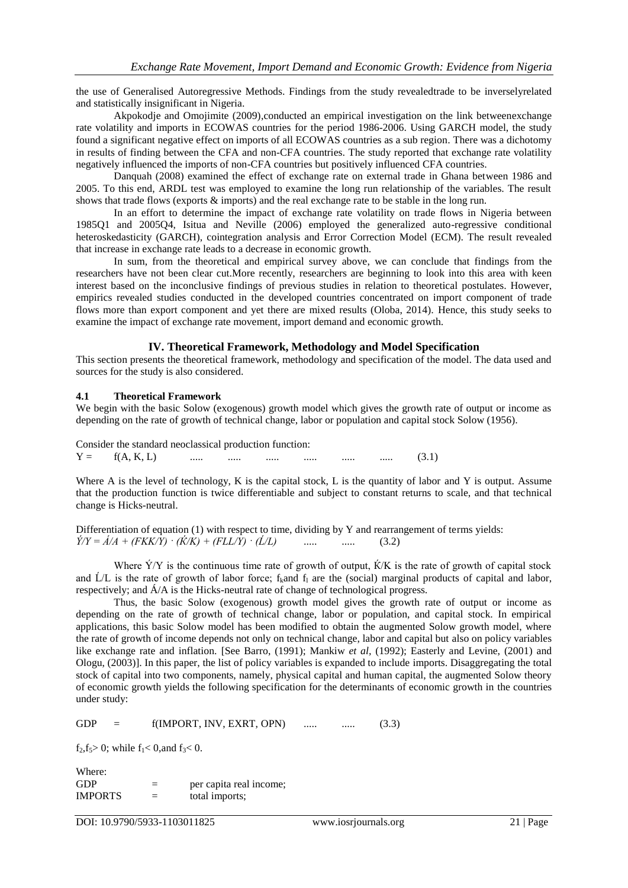the use of Generalised Autoregressive Methods. Findings from the study revealedtrade to be inverselyrelated and statistically insignificant in Nigeria.

Akpokodje and Omojimite (2009),conducted an empirical investigation on the link betweenexchange rate volatility and imports in ECOWAS countries for the period 1986-2006. Using GARCH model, the study found a significant negative effect on imports of all ECOWAS countries as a sub region. There was a dichotomy in results of finding between the CFA and non-CFA countries. The study reported that exchange rate volatility negatively influenced the imports of non-CFA countries but positively influenced CFA countries.

Danquah (2008) examined the effect of exchange rate on external trade in Ghana between 1986 and 2005. To this end, ARDL test was employed to examine the long run relationship of the variables. The result shows that trade flows (exports & imports) and the real exchange rate to be stable in the long run.

In an effort to determine the impact of exchange rate volatility on trade flows in Nigeria between 1985Q1 and 2005Q4, Isitua and Neville (2006) employed the generalized auto-regressive conditional heteroskedasticity (GARCH), cointegration analysis and Error Correction Model (ECM). The result revealed that increase in exchange rate leads to a decrease in economic growth.

In sum, from the theoretical and empirical survey above, we can conclude that findings from the researchers have not been clear cut.More recently, researchers are beginning to look into this area with keen interest based on the inconclusive findings of previous studies in relation to theoretical postulates. However, empirics revealed studies conducted in the developed countries concentrated on import component of trade flows more than export component and yet there are mixed results (Oloba, 2014). Hence, this study seeks to examine the impact of exchange rate movement, import demand and economic growth.

## IV. Theoretical Framework, Methodology and Model Specification

This section presents the theoretical framework, methodology and specification of the model. The data used and sources for the study is also considered.

### 4.1 Theoretical Framework

We begin with the basic Solow (exogenous) growth model which gives the growth rate of output or income as depending on the rate of growth of technical change, labor or population and capital stock Solow (1956).

Consider the standard neoclassical production function:

$$Y = f(A, K, L) \quad \ldots\ldots \quad \ldots\ldots \quad \ldots\ldots \quad \ldots\ldots \quad \ldots\ldots \quad \ldots\ldots \quad (3.1)$$

Where A is the level of technology, K is the capital stock, L is the quantity of labor and Y is output. Assume that the production function is twice differentiable and subject to constant returns to scale, and that technical change is Hicks-neutral.

Differentiation of equation (1) with respect to time, dividing by Y and rearrangement of terms yields:

$$\acute{Y}/Y = \acute{A}/A + (FKK/Y) \cdot (\acute{K}/K) + (FLL/Y) \cdot (\acute{L}/L) \quad \ldots\ldots \quad \ldots\ldots \quad (3.2)$$

Where $\acute{Y}/Y$ is the continuous time rate of growth of output, $\acute{K}/K$ is the rate of growth of capital stock and $\acute{L}/L$ is the rate of growth of labor force; $f_k$and $f_l$ are the (social) marginal products of capital and labor, respectively; and $\acute{A}/A$ is the Hicks-neutral rate of change of technological progress.

Thus, the basic Solow (exogenous) growth model gives the growth rate of output or income as depending on the rate of growth of technical change, labor or population, and capital stock. In empirical applications, this basic Solow model has been modified to obtain the augmented Solow growth model, where the rate of growth of income depends not only on technical change, labor and capital but also on policy variables like exchange rate and inflation. [See Barro, (1991); Mankiw *et al*, (1992); Easterly and Levine, (2001) and Ologu, (2003)]. In this paper, the list of policy variables is expanded to include imports. Disaggregating the total stock of capital into two components, namely, physical capital and human capital, the augmented Solow theory of economic growth yields the following specification for the determinants of economic growth in the countries under study:

$$GDP = f(IMPORT, INV, EXRT, OPN) \quad \ldots\ldots \quad \ldots\ldots \quad (3.3)$$

$f_2, f_5 > 0$; while $f_1 < 0$,and $f_3 < 0$.

Where:

GDP = per capita real income;

IMPORTS = total imports;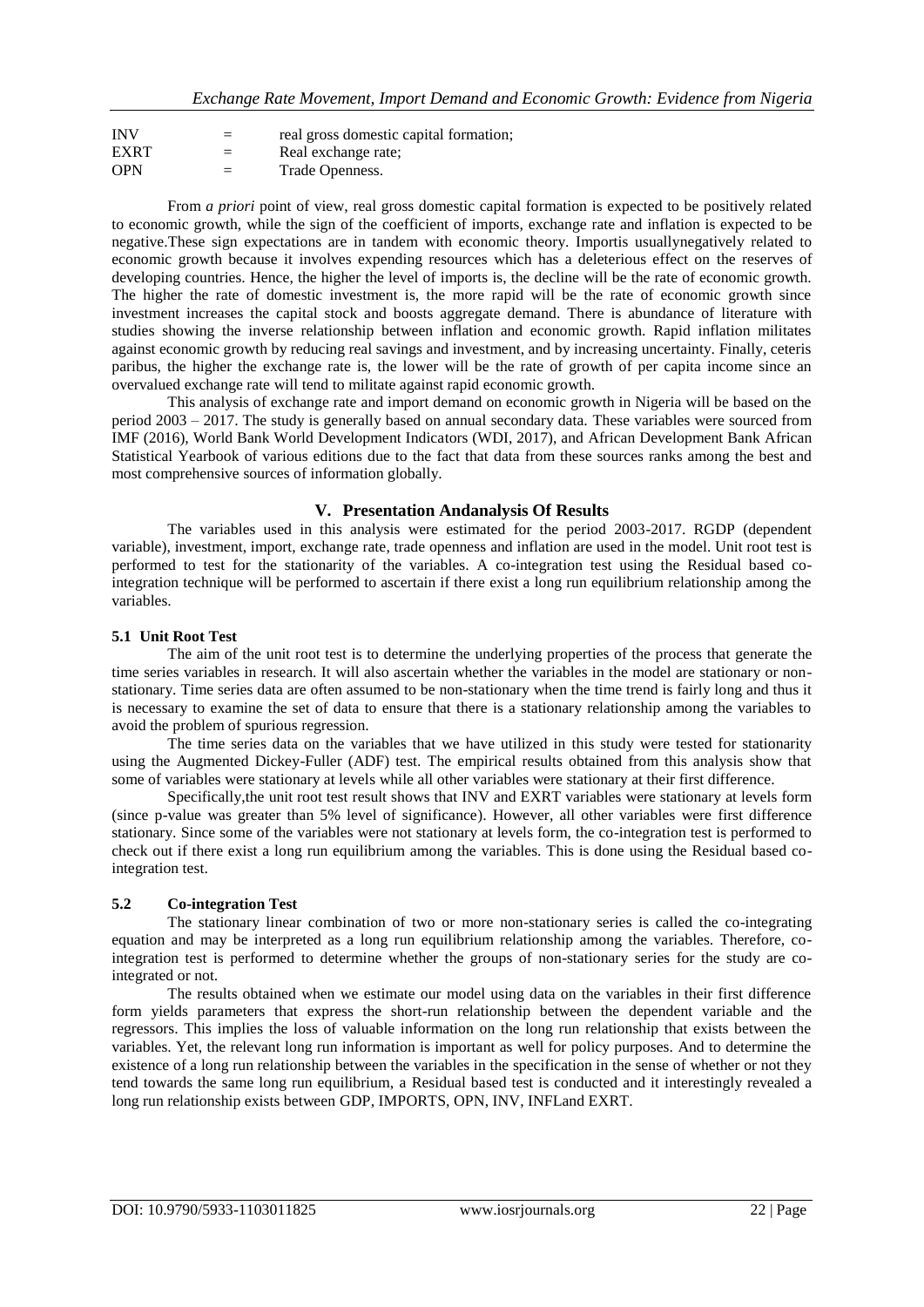| | | |
|---|---|---|
| INV | = | real gross domestic capital formation; |
| EXRT | = | Real exchange rate; |
| OPN | = | Trade Openness. |

From *a priori* point of view, real gross domestic capital formation is expected to be positively related to economic growth, while the sign of the coefficient of imports, exchange rate and inflation is expected to be negative.These sign expectations are in tandem with economic theory. Importis usuallynegatively related to economic growth because it involves expending resources which has a deleterious effect on the reserves of developing countries. Hence, the higher the level of imports is, the decline will be the rate of economic growth. The higher the rate of domestic investment is, the more rapid will be the rate of economic growth since investment increases the capital stock and boosts aggregate demand. There is abundance of literature with studies showing the inverse relationship between inflation and economic growth. Rapid inflation militates against economic growth by reducing real savings and investment, and by increasing uncertainty. Finally, ceteris paribus, the higher the exchange rate is, the lower will be the rate of growth of per capita income since an overvalued exchange rate will tend to militate against rapid economic growth.

This analysis of exchange rate and import demand on economic growth in Nigeria will be based on the period 2003 – 2017. The study is generally based on annual secondary data. These variables were sourced from IMF (2016), World Bank World Development Indicators (WDI, 2017), and African Development Bank African Statistical Yearbook of various editions due to the fact that data from these sources ranks among the best and most comprehensive sources of information globally.

## V. Presentation Andanalysis Of Results

The variables used in this analysis were estimated for the period 2003-2017. RGDP (dependent variable), investment, import, exchange rate, trade openness and inflation are used in the model. Unit root test is performed to test for the stationarity of the variables. A co-integration test using the Residual based co-integration technique will be performed to ascertain if there exist a long run equilibrium relationship among the variables.

### 5.1 Unit Root Test

The aim of the unit root test is to determine the underlying properties of the process that generate the time series variables in research. It will also ascertain whether the variables in the model are stationary or non-stationary. Time series data are often assumed to be non-stationary when the time trend is fairly long and thus it is necessary to examine the set of data to ensure that there is a stationary relationship among the variables to avoid the problem of spurious regression.

The time series data on the variables that we have utilized in this study were tested for stationarity using the Augmented Dickey-Fuller (ADF) test. The empirical results obtained from this analysis show that some of variables were stationary at levels while all other variables were stationary at their first difference.

Specifically,the unit root test result shows that INV and EXRT variables were stationary at levels form (since p-value was greater than 5% level of significance). However, all other variables were first difference stationary. Since some of the variables were not stationary at levels form, the co-integration test is performed to check out if there exist a long run equilibrium among the variables. This is done using the Residual based co-integration test.

### 5.2 Co-integration Test

The stationary linear combination of two or more non-stationary series is called the co-integrating equation and may be interpreted as a long run equilibrium relationship among the variables. Therefore, co-integration test is performed to determine whether the groups of non-stationary series for the study are co-integrated or not.

The results obtained when we estimate our model using data on the variables in their first difference form yields parameters that express the short-run relationship between the dependent variable and the regressors. This implies the loss of valuable information on the long run relationship that exists between the variables. Yet, the relevant long run information is important as well for policy purposes. And to determine the existence of a long run relationship between the variables in the specification in the sense of whether or not they tend towards the same long run equilibrium, a Residual based test is conducted and it interestingly revealed a long run relationship exists between GDP, IMPORTS, OPN, INV, INFLand EXRT.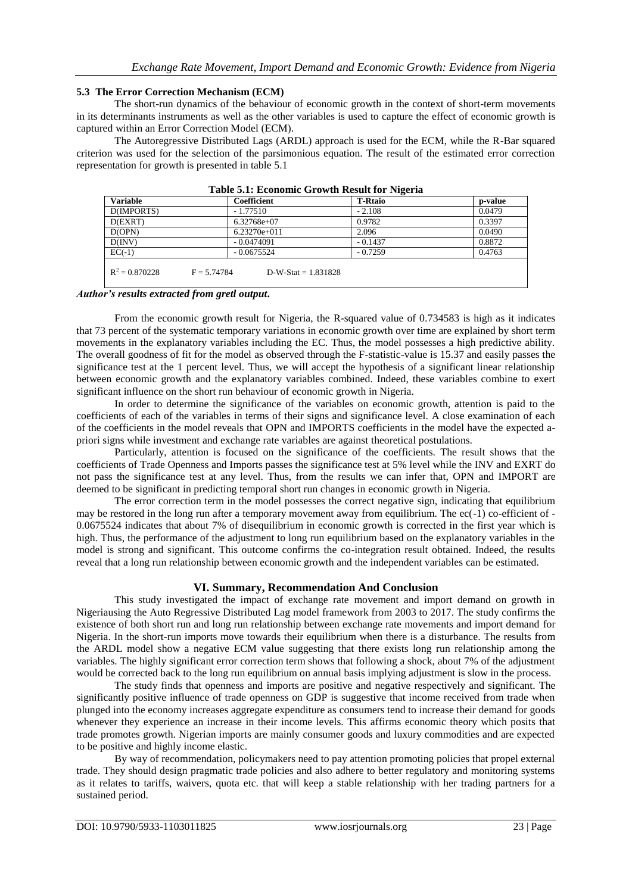### 5.3 The Error Correction Mechanism (ECM)

The short-run dynamics of the behaviour of economic growth in the context of short-term movements in its determinants instruments as well as the other variables is used to capture the effect of economic growth is captured within an Error Correction Model (ECM).

The Autoregressive Distributed Lags (ARDL) approach is used for the ECM, while the R-Bar squared criterion was used for the selection of the parsimonious equation. The result of the estimated error correction representation for growth is presented in table 5.1

**Table 5.1: Economic Growth Result for Nigeria**

| Variable | Coefficient | T-Rtaio | p-value |
|---|---|---|---|
| D(IMPORTS) | - 1.77510 | - 2.108 | 0.0479 |
| D(EXRT) | 6.32768e+07 | 0.9782 | 0.3397 |
| D(OPN) | 6.23270e+011 | 2.096 | 0.0490 |
| D(INV) | - 0.0474091 | - 0.1437 | 0.8872 |
| EC(-1) | - 0.0675524 | - 0.7259 | 0.4763 |
| $R^2 = 0.870228$ | F = 5.74784 | D-W-Stat = 1.831828 | |

***Author's results extracted from gretl output.***

From the economic growth result for Nigeria, the R-squared value of 0.734583 is high as it indicates that 73 percent of the systematic temporary variations in economic growth over time are explained by short term movements in the explanatory variables including the EC. Thus, the model possesses a high predictive ability. The overall goodness of fit for the model as observed through the F-statistic-value is 15.37 and easily passes the significance test at the 1 percent level. Thus, we will accept the hypothesis of a significant linear relationship between economic growth and the explanatory variables combined. Indeed, these variables combine to exert significant influence on the short run behaviour of economic growth in Nigeria.

In order to determine the significance of the variables on economic growth, attention is paid to the coefficients of each of the variables in terms of their signs and significance level. A close examination of each of the coefficients in the model reveals that OPN and IMPORTS coefficients in the model have the expected a-priori signs while investment and exchange rate variables are against theoretical postulations.

Particularly, attention is focused on the significance of the coefficients. The result shows that the coefficients of Trade Openness and Imports passes the significance test at 5% level while the INV and EXRT do not pass the significance test at any level. Thus, from the results we can infer that, OPN and IMPORT are deemed to be significant in predicting temporal short run changes in economic growth in Nigeria.

The error correction term in the model possesses the correct negative sign, indicating that equilibrium may be restored in the long run after a temporary movement away from equilibrium. The ec(-1) co-efficient of -0.0675524 indicates that about 7% of disequilibrium in economic growth is corrected in the first year which is high. Thus, the performance of the adjustment to long run equilibrium based on the explanatory variables in the model is strong and significant. This outcome confirms the co-integration result obtained. Indeed, the results reveal that a long run relationship between economic growth and the independent variables can be estimated.

## VI. Summary, Recommendation And Conclusion

This study investigated the impact of exchange rate movement and import demand on growth in Nigeriausing the Auto Regressive Distributed Lag model framework from 2003 to 2017. The study confirms the existence of both short run and long run relationship between exchange rate movements and import demand for Nigeria. In the short-run imports move towards their equilibrium when there is a disturbance. The results from the ARDL model show a negative ECM value suggesting that there exists long run relationship among the variables. The highly significant error correction term shows that following a shock, about 7% of the adjustment would be corrected back to the long run equilibrium on annual basis implying adjustment is slow in the process.

The study finds that openness and imports are positive and negative respectively and significant. The significantly positive influence of trade openness on GDP is suggestive that income received from trade when plunged into the economy increases aggregate expenditure as consumers tend to increase their demand for goods whenever they experience an increase in their income levels. This affirms economic theory which posits that trade promotes growth. Nigerian imports are mainly consumer goods and luxury commodities and are expected to be positive and highly income elastic.

By way of recommendation, policymakers need to pay attention promoting policies that propel external trade. They should design pragmatic trade policies and also adhere to better regulatory and monitoring systems as it relates to tariffs, waivers, quota etc. that will keep a stable relationship with her trading partners for a sustained period.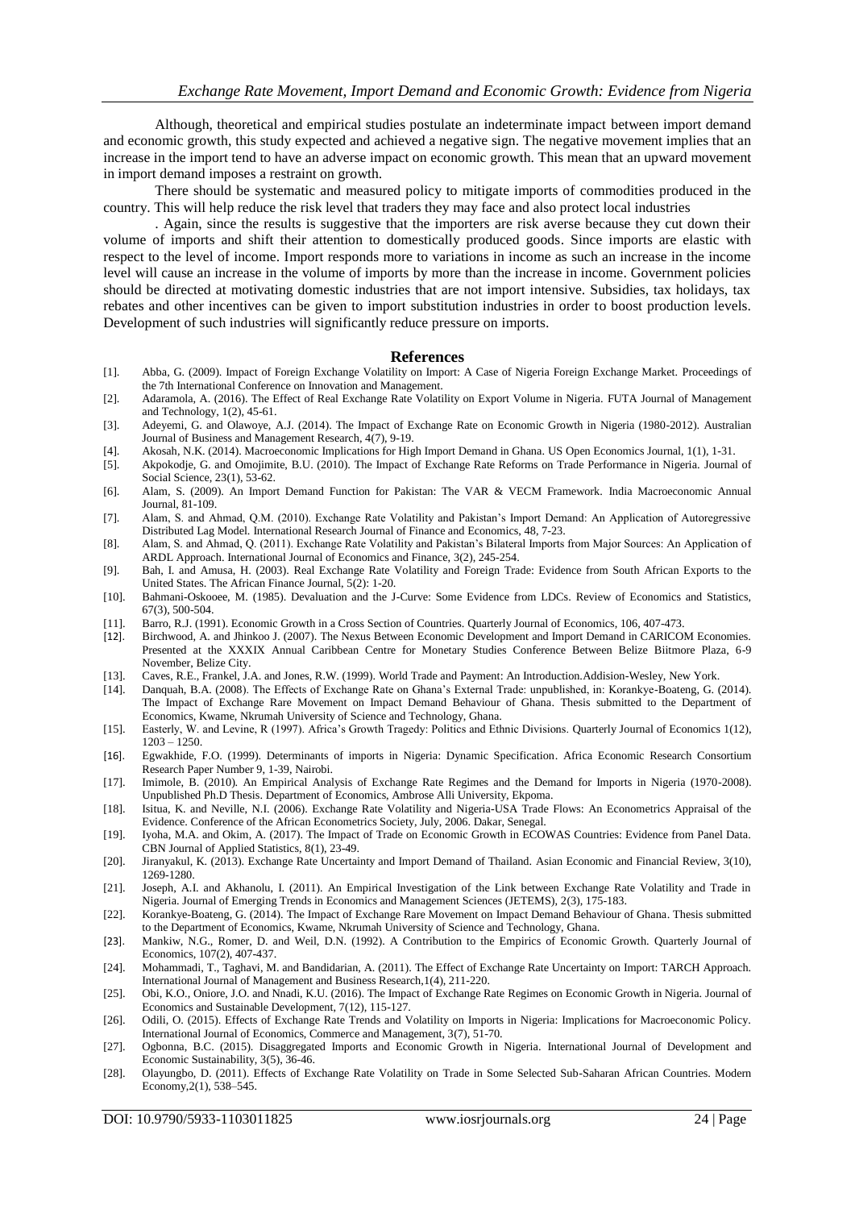Although, theoretical and empirical studies postulate an indeterminate impact between import demand and economic growth, this study expected and achieved a negative sign. The negative movement implies that an increase in the import tend to have an adverse impact on economic growth. This mean that an upward movement in import demand imposes a restraint on growth.

There should be systematic and measured policy to mitigate imports of commodities produced in the country. This will help reduce the risk level that traders they may face and also protect local industries

. Again, since the results is suggestive that the importers are risk averse because they cut down their volume of imports and shift their attention to domestically produced goods. Since imports are elastic with respect to the level of income. Import responds more to variations in income as such an increase in the income level will cause an increase in the volume of imports by more than the increase in income. Government policies should be directed at motivating domestic industries that are not import intensive. Subsidies, tax holidays, tax rebates and other incentives can be given to import substitution industries in order to boost production levels. Development of such industries will significantly reduce pressure on imports.

## References

[1]. Abba, G. (2009). Impact of Foreign Exchange Volatility on Import: A Case of Nigeria Foreign Exchange Market. Proceedings of the 7th International Conference on Innovation and Management.

[2]. Adaramola, A. (2016). The Effect of Real Exchange Rate Volatility on Export Volume in Nigeria. FUTA Journal of Management and Technology, 1(2), 45-61.

[3]. Adeyemi, G. and Olawoye, A.J. (2014). The Impact of Exchange Rate on Economic Growth in Nigeria (1980-2012). Australian Journal of Business and Management Research, 4(7), 9-19.

[4]. Akosah, N.K. (2014). Macroeconomic Implications for High Import Demand in Ghana. US Open Economics Journal, 1(1), 1-31.

[5]. Akpokodje, G. and Omojimite, B.U. (2010). The Impact of Exchange Rate Reforms on Trade Performance in Nigeria. Journal of Social Science, 23(1), 53-62.

[6]. Alam, S. (2009). An Import Demand Function for Pakistan: The VAR & VECM Framework. India Macroeconomic Annual Journal, 81-109.

[7]. Alam, S. and Ahmad, Q.M. (2010). Exchange Rate Volatility and Pakistan's Import Demand: An Application of Autoregressive Distributed Lag Model. International Research Journal of Finance and Economics, 48, 7-23.

[8]. Alam, S. and Ahmad, Q. (2011). Exchange Rate Volatility and Pakistan's Bilateral Imports from Major Sources: An Application of ARDL Approach. International Journal of Economics and Finance, 3(2), 245-254.

[9]. Bah, I. and Amusa, H. (2003). Real Exchange Rate Volatility and Foreign Trade: Evidence from South African Exports to the United States. The African Finance Journal, 5(2): 1-20.

[10]. Bahmani-Oskooee, M. (1985). Devaluation and the J-Curve: Some Evidence from LDCs. Review of Economics and Statistics, 67(3), 500-504.

[11]. Barro, R.J. (1991). Economic Growth in a Cross Section of Countries. Quarterly Journal of Economics, 106, 407-473.

[12]. Birchwood, A. and Jhinkoo J. (2007). The Nexus Between Economic Development and Import Demand in CARICOM Economies. Presented at the XXXIX Annual Caribbean Centre for Monetary Studies Conference Between Belize Biitmore Plaza, 6-9 November, Belize City.

[13]. Caves, R.E., Frankel, J.A. and Jones, R.W. (1999). World Trade and Payment: An Introduction.Addision-Wesley, New York.

[14]. Danquah, B.A. (2008). The Effects of Exchange Rate on Ghana's External Trade: unpublished, in: Korankye-Boateng, G. (2014). The Impact of Exchange Rare Movement on Impact Demand Behaviour of Ghana. Thesis submitted to the Department of Economics, Kwame, Nkrumah University of Science and Technology, Ghana.

[15]. Easterly, W. and Levine, R (1997). Africa's Growth Tragedy: Politics and Ethnic Divisions. Quarterly Journal of Economics 1(12), 1203 – 1250.

[16]. Egwakhide, F.O. (1999). Determinants of imports in Nigeria: Dynamic Specification. Africa Economic Research Consortium Research Paper Number 9, 1-39, Nairobi.

[17]. Imimole, B. (2010). An Empirical Analysis of Exchange Rate Regimes and the Demand for Imports in Nigeria (1970-2008). Unpublished Ph.D Thesis. Department of Economics, Ambrose Alli University, Ekpoma.

[18]. Isitua, K. and Neville, N.I. (2006). Exchange Rate Volatility and Nigeria-USA Trade Flows: An Econometrics Appraisal of the Evidence. Conference of the African Econometrics Society, July, 2006. Dakar, Senegal.

[19]. Iyoha, M.A. and Okim, A. (2017). The Impact of Trade on Economic Growth in ECOWAS Countries: Evidence from Panel Data. CBN Journal of Applied Statistics, 8(1), 23-49.

[20]. Jiranyakul, K. (2013). Exchange Rate Uncertainty and Import Demand of Thailand. Asian Economic and Financial Review, 3(10), 1269-1280.

[21]. Joseph, A.I. and Akhanolu, I. (2011). An Empirical Investigation of the Link between Exchange Rate Volatility and Trade in Nigeria. Journal of Emerging Trends in Economics and Management Sciences (JETEMS), 2(3), 175-183.

[22]. Korankye-Boateng, G. (2014). The Impact of Exchange Rare Movement on Impact Demand Behaviour of Ghana. Thesis submitted to the Department of Economics, Kwame, Nkrumah University of Science and Technology, Ghana.

[23]. Mankiw, N.G., Romer, D. and Weil, D.N. (1992). A Contribution to the Empirics of Economic Growth. Quarterly Journal of Economics, 107(2), 407-437.

[24]. Mohammadi, T., Taghavi, M. and Bandidarian, A. (2011). The Effect of Exchange Rate Uncertainty on Import: TARCH Approach. International Journal of Management and Business Research,1(4), 211-220.

[25]. Obi, K.O., Oniore, J.O. and Nnadi, K.U. (2016). The Impact of Exchange Rate Regimes on Economic Growth in Nigeria. Journal of Economics and Sustainable Development, 7(12), 115-127.

[26]. Odili, O. (2015). Effects of Exchange Rate Trends and Volatility on Imports in Nigeria: Implications for Macroeconomic Policy. International Journal of Economics, Commerce and Management, 3(7), 51-70.

[27]. Ogbonna, B.C. (2015). Disaggregated Imports and Economic Growth in Nigeria. International Journal of Development and Economic Sustainability, 3(5), 36-46.

[28]. Olayungbo, D. (2011). Effects of Exchange Rate Volatility on Trade in Some Selected Sub-Saharan African Countries. Modern Economy,2(1), 538–545.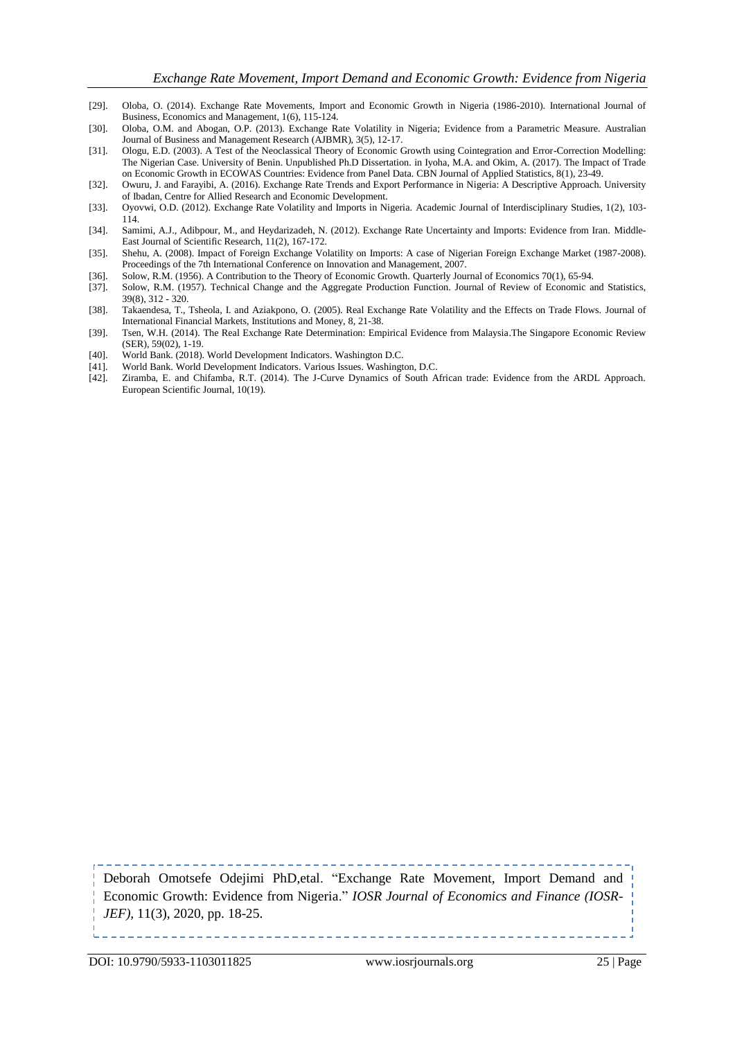[29]. Oloba, O. (2014). Exchange Rate Movements, Import and Economic Growth in Nigeria (1986-2010). International Journal of Business, Economics and Management, 1(6), 115-124.

[30]. Oloba, O.M. and Abogan, O.P. (2013). Exchange Rate Volatility in Nigeria; Evidence from a Parametric Measure. Australian Journal of Business and Management Research (AJBMR), 3(5), 12-17.

[31]. Ologu, E.D. (2003). A Test of the Neoclassical Theory of Economic Growth using Cointegration and Error-Correction Modelling: The Nigerian Case. University of Benin. Unpublished Ph.D Dissertation. in Iyoha, M.A. and Okim, A. (2017). The Impact of Trade on Economic Growth in ECOWAS Countries: Evidence from Panel Data. CBN Journal of Applied Statistics, 8(1), 23-49.

[32]. Owuru, J. and Farayibi, A. (2016). Exchange Rate Trends and Export Performance in Nigeria: A Descriptive Approach. University of Ibadan, Centre for Allied Research and Economic Development.

[33]. Oyovwi, O.D. (2012). Exchange Rate Volatility and Imports in Nigeria. Academic Journal of Interdisciplinary Studies, 1(2), 103-114.

[34]. Samimi, A.J., Adibpour, M., and Heydarizadeh, N. (2012). Exchange Rate Uncertainty and Imports: Evidence from Iran. Middle-East Journal of Scientific Research, 11(2), 167-172.

[35]. Shehu, A. (2008). Impact of Foreign Exchange Volatility on Imports: A case of Nigerian Foreign Exchange Market (1987-2008). Proceedings of the 7th International Conference on Innovation and Management, 2007.

[36]. Solow, R.M. (1956). A Contribution to the Theory of Economic Growth. Quarterly Journal of Economics 70(1), 65-94.

[37]. Solow, R.M. (1957). Technical Change and the Aggregate Production Function. Journal of Review of Economic and Statistics, 39(8), 312 - 320.

[38]. Takaendesa, T., Tsheola, I. and Aziakpono, O. (2005). Real Exchange Rate Volatility and the Effects on Trade Flows. Journal of International Financial Markets, Institutions and Money, 8, 21-38.

[39]. Tsen, W.H. (2014). The Real Exchange Rate Determination: Empirical Evidence from Malaysia.The Singapore Economic Review (SER), 59(02), 1-19.

[40]. World Bank. (2018). World Development Indicators. Washington D.C.

[41]. World Bank. World Development Indicators. Various Issues. Washington, D.C.

[42]. Ziramba, E. and Chifamba, R.T. (2014). The J-Curve Dynamics of South African trade: Evidence from the ARDL Approach. European Scientific Journal, 10(19).

Deborah Omotsefe Odejimi PhD,etal. "Exchange Rate Movement, Import Demand and Economic Growth: Evidence from Nigeria." *IOSR Journal of Economics and Finance (IOSR-JEF)*, 11(3), 2020, pp. 18-25.